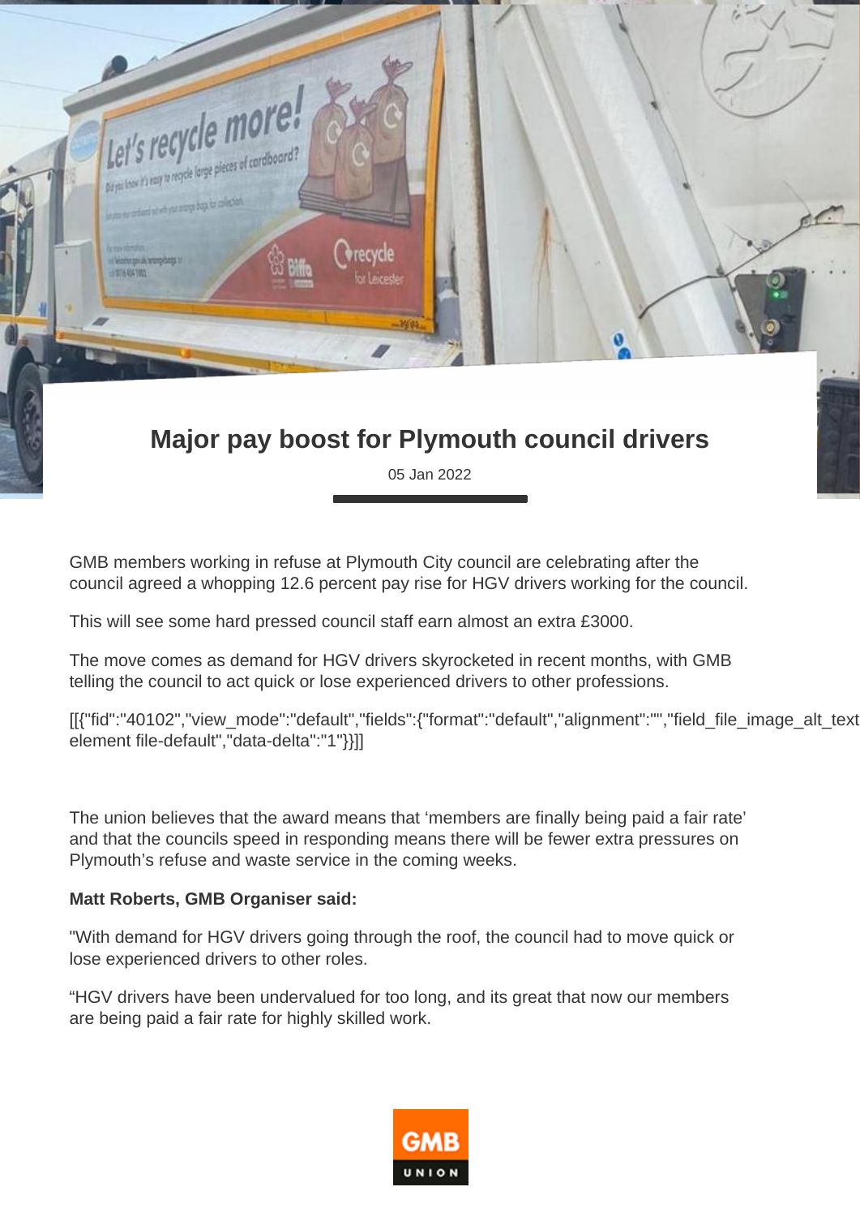# Major pay boost for Plymouth council drivers

05 Jan 2022

GMB members working in refuse at Plymouth City council are celebrating after the council agreed a whopping 12.6 percent pay rise for HGV drivers working for the council.

This will see some hard pressed council staff earn almost an extra £3000.

The move comes as demand for HGV drivers skyrocketed in recent months, with GMB telling the council to act quick or lose experienced drivers to other professions.

[[{"fid":"40102","view_mode":"default","fields":{"format":"default","alignment":"","field_file_image_alt_text element file-default","data-delta":"1"}}]]

The union believes that the award means that 'members are finally being paid a fair rate' and that the councils speed in responding means there will be fewer extra pressures on Plymouth's refuse and waste service in the coming weeks.

**Matt Roberts, GMB Organiser said:**

"With demand for HGV drivers going through the roof, the council had to move quick or lose experienced drivers to other roles.

"HGV drivers have been undervalued for too long, and its great that now our members are being paid a fair rate for highly skilled work.

GMB UNION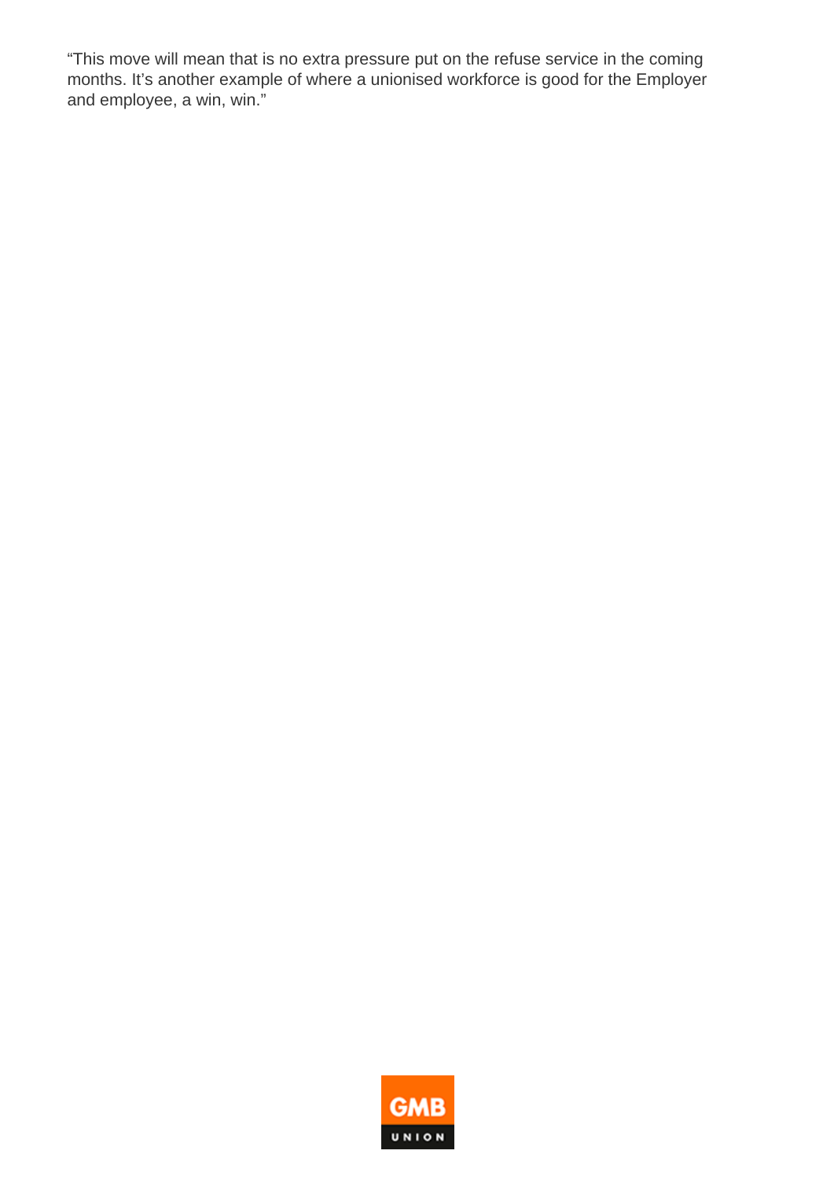"This move will mean that is no extra pressure put on the refuse service in the coming months. It's another example of where a unionised workforce is good for the Employer and employee, a win, win."